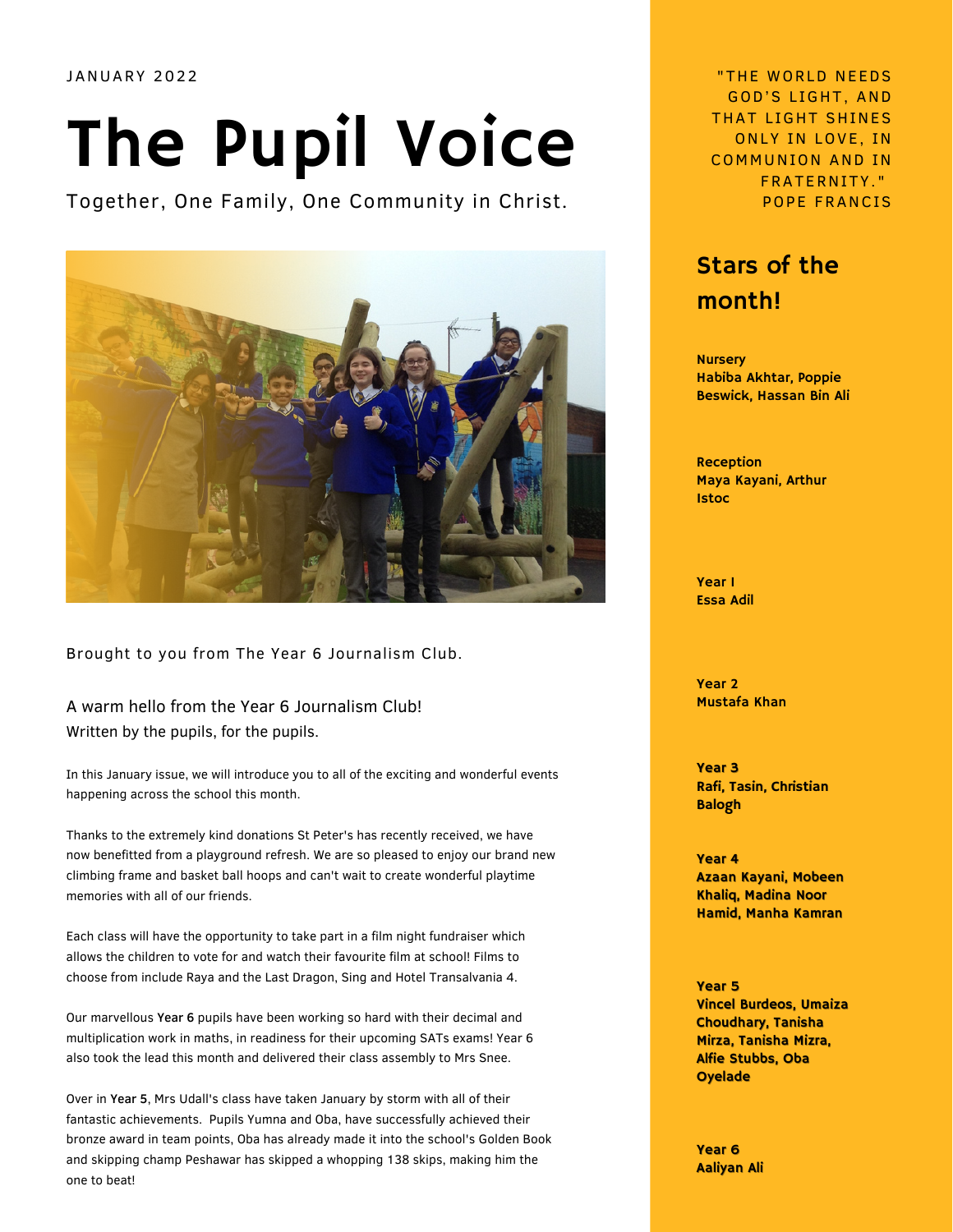JANUARY 2022

# The Pupil Voice

Together, One Family, One Community in Christ.

Brought to you from The Year 6 Journalism Club.

A warm hello from the Year 6 Journalism Club!
Written by the pupils, for the pupils.

In this January issue, we will introduce you to all of the exciting and wonderful events happening across the school this month.

Thanks to the extremely kind donations St Peter's has recently received, we have now benefitted from a playground refresh. We are so pleased to enjoy our brand new climbing frame and basket ball hoops and can't wait to create wonderful playtime memories with all of our friends.

Each class will have the opportunity to take part in a film night fundraiser which allows the children to vote for and watch their favourite film at school! Films to choose from include Raya and the Last Dragon, Sing and Hotel Transalvania 4.

Our marvellous **Year 6** pupils have been working so hard with their decimal and multiplication work in maths, in readiness for their upcoming SATs exams! Year 6 also took the lead this month and delivered their class assembly to Mrs Snee.

Over in **Year 5**, Mrs Udall's class have taken January by storm with all of their fantastic achievements. Pupils Yumna and Oba, have successfully achieved their bronze award in team points, Oba has already made it into the school's Golden Book and skipping champ Peshawar has skipped a whopping 138 skips, making him the one to beat!

"THE WORLD NEEDS GOD'S LIGHT, AND THAT LIGHT SHINES ONLY IN LOVE, IN COMMUNION AND IN FRATERNITY."
POPE FRANCIS

## Stars of the month!

**Nursery**
**Habiba Akhtar, Poppie Beswick, Hassan Bin Ali**

**Reception**
**Maya Kayani, Arthur Istoc**

**Year I**
**Essa Adil**

**Year 2**
**Mustafa Khan**

**Year 3**
**Rafi, Tasin, Christian Balogh**

**Year 4**
**Azaan Kayani, Mobeen Khaliq, Madina Noor Hamid, Manha Kamran**

**Year 5**
**Vincel Burdeos, Umaiza Choudhary, Tanisha Mirza, Tanisha Mizra, Alfie Stubbs, Oba Oyelade**

**Year 6**
**Aaliyan Ali**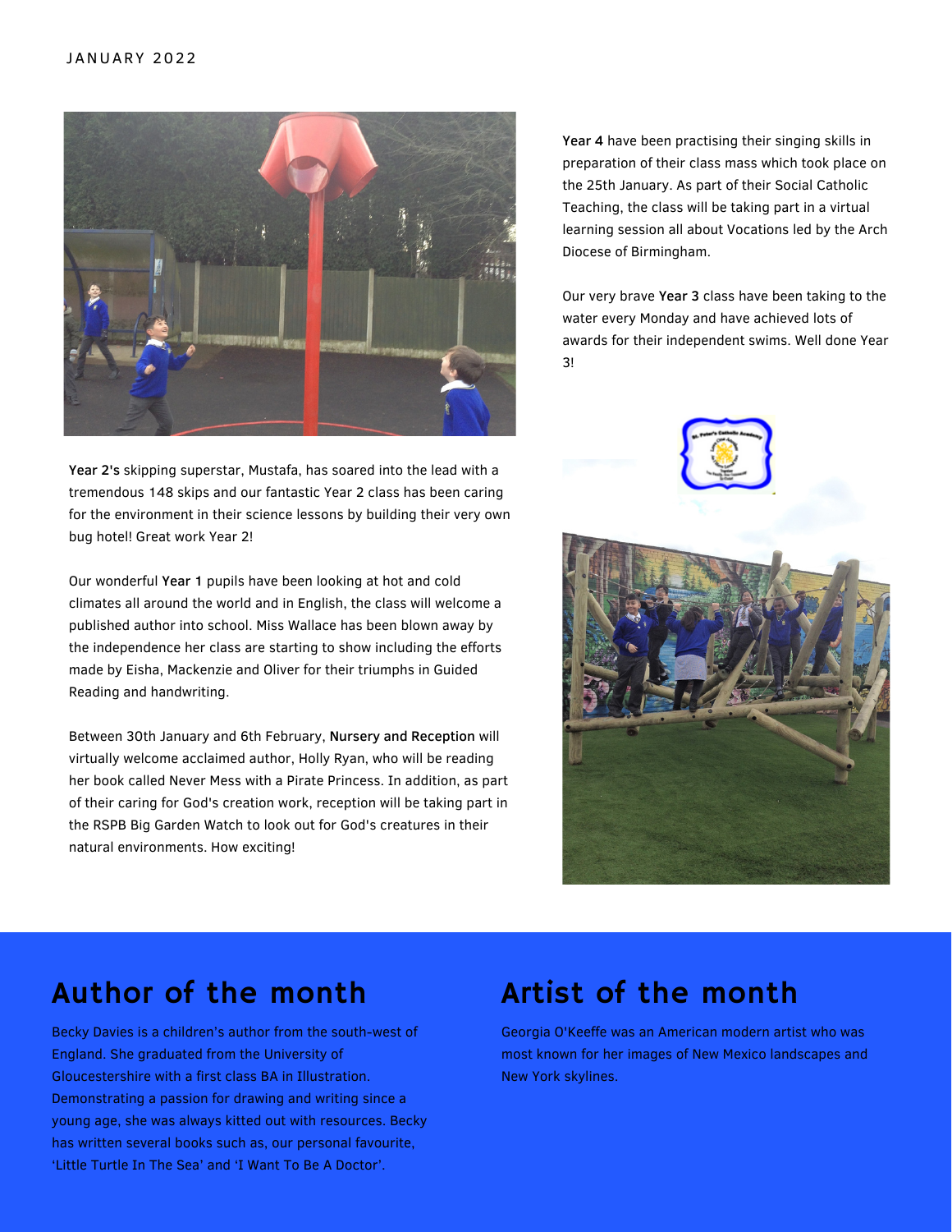JANUARY 2022

**Year 2's** skipping superstar, Mustafa, has soared into the lead with a tremendous 148 skips and our fantastic Year 2 class has been caring for the environment in their science lessons by building their very own bug hotel! Great work Year 2!

Our wonderful **Year 1** pupils have been looking at hot and cold climates all around the world and in English, the class will welcome a published author into school. Miss Wallace has been blown away by the independence her class are starting to show including the efforts made by Eisha, Mackenzie and Oliver for their triumphs in Guided Reading and handwriting.

Between 30th January and 6th February, **Nursery and Reception** will virtually welcome acclaimed author, Holly Ryan, who will be reading her book called Never Mess with a Pirate Princess. In addition, as part of their caring for God's creation work, reception will be taking part in the RSPB Big Garden Watch to look out for God's creatures in their natural environments. How exciting!

**Year 4** have been practising their singing skills in preparation of their class mass which took place on the 25th January. As part of their Social Catholic Teaching, the class will be taking part in a virtual learning session all about Vocations led by the Arch Diocese of Birmingham.

Our very brave **Year 3** class have been taking to the water every Monday and have achieved lots of awards for their independent swims. Well done Year 3!

## Author of the month

Becky Davies is a children's author from the south-west of England. She graduated from the University of Gloucestershire with a first class BA in Illustration. Demonstrating a passion for drawing and writing since a young age, she was always kitted out with resources. Becky has written several books such as, our personal favourite, 'Little Turtle In The Sea' and 'I Want To Be A Doctor'.

## Artist of the month

Georgia O'Keeffe was an American modern artist who was most known for her images of New Mexico landscapes and New York skylines.